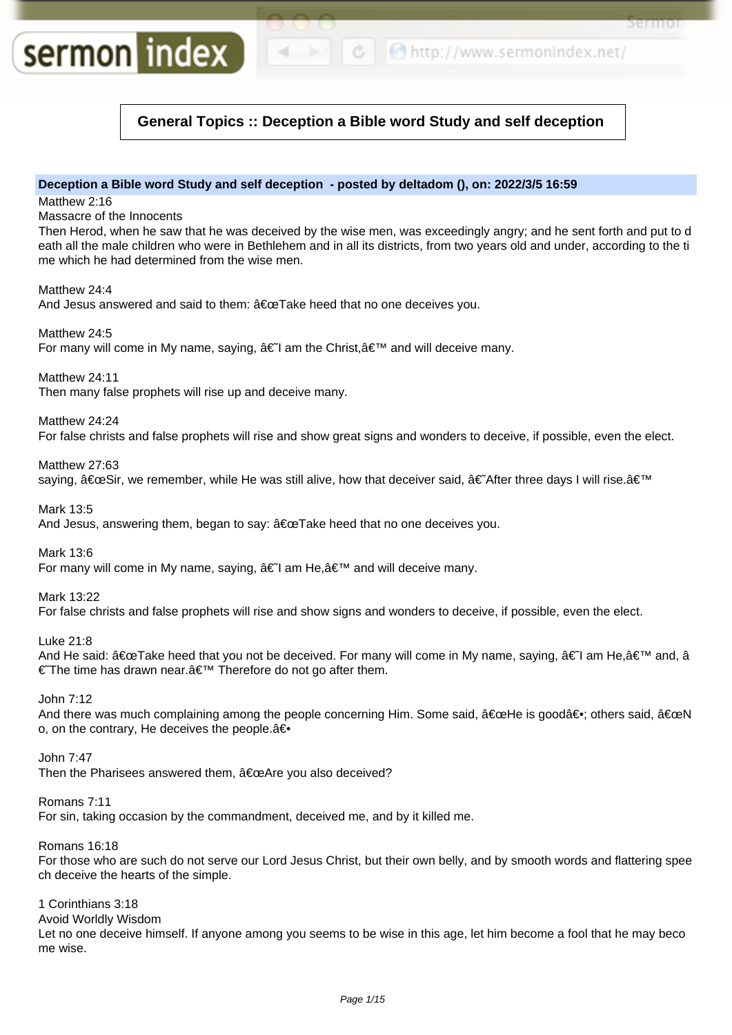# General Topics :: Deception a Bible word Study and self deception

**Deception a Bible word Study and self deception - posted by deltadom (), on: 2022/3/5 16:59**

Matthew 2:16
Massacre of the Innocents
Then Herod, when he saw that he was deceived by the wise men, was exceedingly angry; and he sent forth and put to death all the male children who were in Bethlehem and in all its districts, from two years old and under, according to the time which he had determined from the wise men.

Matthew 24:4
And Jesus answered and said to them: â€œTake heed that no one deceives you.

Matthew 24:5
For many will come in My name, saying, â€˜I am the Christ,â€™ and will deceive many.

Matthew 24:11
Then many false prophets will rise up and deceive many.

Matthew 24:24
For false christs and false prophets will rise and show great signs and wonders to deceive, if possible, even the elect.

Matthew 27:63
saying, â€œSir, we remember, while He was still alive, how that deceiver said, â€˜After three days I will rise.â€™

Mark 13:5
And Jesus, answering them, began to say: â€œTake heed that no one deceives you.

Mark 13:6
For many will come in My name, saying, â€˜I am He,â€™ and will deceive many.

Mark 13:22
For false christs and false prophets will rise and show signs and wonders to deceive, if possible, even the elect.

Luke 21:8
And He said: â€œTake heed that you not be deceived. For many will come in My name, saying, â€˜I am He,â€™ and, â€˜The time has drawn near.â€™ Therefore do not go after them.

John 7:12
And there was much complaining among the people concerning Him. Some said, â€œHe is goodâ€•; others said, â€œNo, on the contrary, He deceives the people.â€•

John 7:47
Then the Pharisees answered them, â€œAre you also deceived?

Romans 7:11
For sin, taking occasion by the commandment, deceived me, and by it killed me.

Romans 16:18
For those who are such do not serve our Lord Jesus Christ, but their own belly, and by smooth words and flattering speech deceive the hearts of the simple.

1 Corinthians 3:18
Avoid Worldly Wisdom
Let no one deceive himself. If anyone among you seems to be wise in this age, let him become a fool that he may become wise.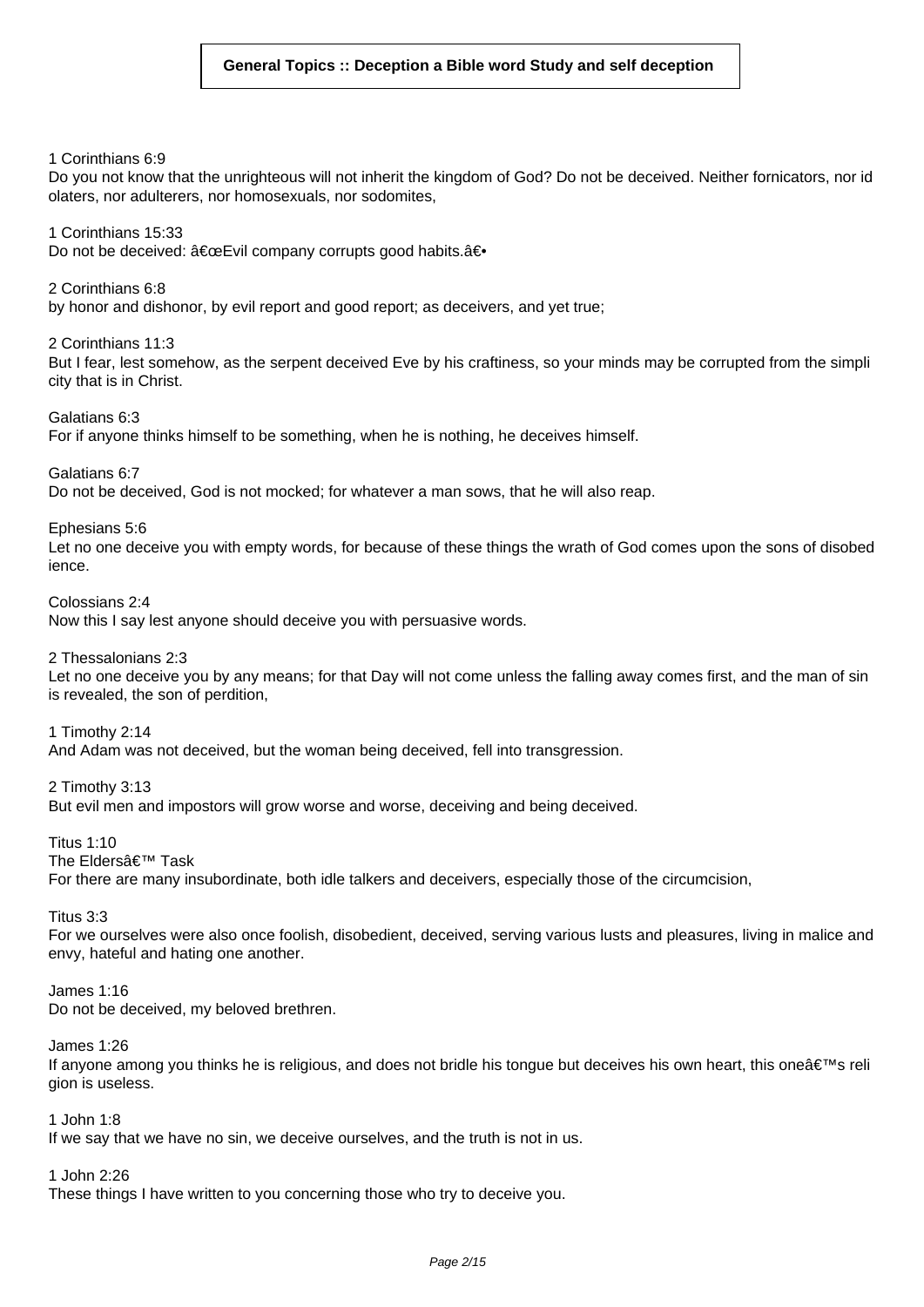1 Corinthians 6:9
Do you not know that the unrighteous will not inherit the kingdom of God? Do not be deceived. Neither fornicators, nor idolaters, nor adulterers, nor homosexuals, nor sodomites,

1 Corinthians 15:33
Do not be deceived: â€œEvil company corrupts good habits.â€•

2 Corinthians 6:8
by honor and dishonor, by evil report and good report; as deceivers, and yet true;

2 Corinthians 11:3
But I fear, lest somehow, as the serpent deceived Eve by his craftiness, so your minds may be corrupted from the simplicity that is in Christ.

Galatians 6:3
For if anyone thinks himself to be something, when he is nothing, he deceives himself.

Galatians 6:7
Do not be deceived, God is not mocked; for whatever a man sows, that he will also reap.

Ephesians 5:6
Let no one deceive you with empty words, for because of these things the wrath of God comes upon the sons of disobedience.

Colossians 2:4
Now this I say lest anyone should deceive you with persuasive words.

2 Thessalonians 2:3
Let no one deceive you by any means; for that Day will not come unless the falling away comes first, and the man of sin is revealed, the son of perdition,

1 Timothy 2:14
And Adam was not deceived, but the woman being deceived, fell into transgression.

2 Timothy 3:13
But evil men and impostors will grow worse and worse, deceiving and being deceived.

Titus 1:10
The Eldersâ€™ Task
For there are many insubordinate, both idle talkers and deceivers, especially those of the circumcision,

Titus 3:3
For we ourselves were also once foolish, disobedient, deceived, serving various lusts and pleasures, living in malice and envy, hateful and hating one another.

James 1:16
Do not be deceived, my beloved brethren.

James 1:26
If anyone among you thinks he is religious, and does not bridle his tongue but deceives his own heart, this oneâ€™s religion is useless.

1 John 1:8
If we say that we have no sin, we deceive ourselves, and the truth is not in us.

1 John 2:26
These things I have written to you concerning those who try to deceive you.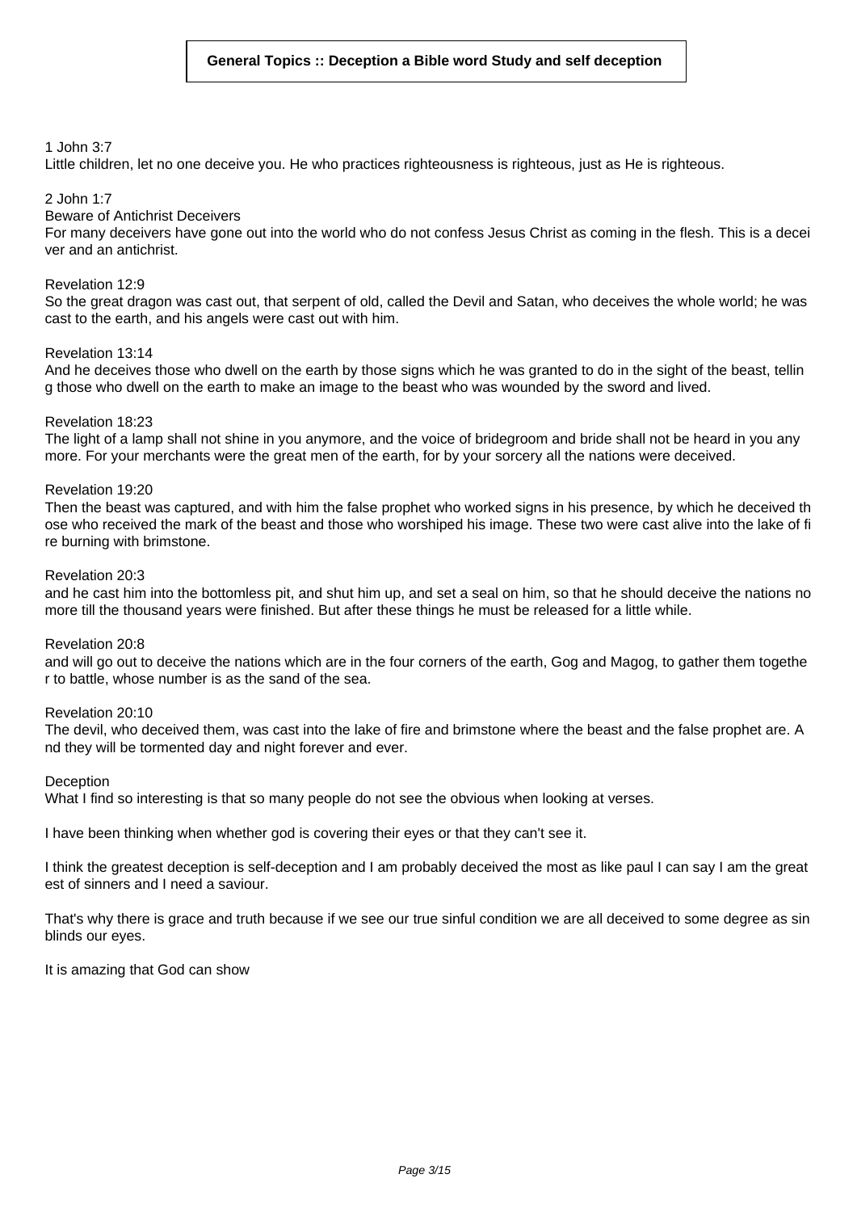**General Topics :: Deception a Bible word Study and self deception**

1 John 3:7
Little children, let no one deceive you. He who practices righteousness is righteous, just as He is righteous.

2 John 1:7
Beware of Antichrist Deceivers
For many deceivers have gone out into the world who do not confess Jesus Christ as coming in the flesh. This is a deceiver and an antichrist.

Revelation 12:9
So the great dragon was cast out, that serpent of old, called the Devil and Satan, who deceives the whole world; he was cast to the earth, and his angels were cast out with him.

Revelation 13:14
And he deceives those who dwell on the earth by those signs which he was granted to do in the sight of the beast, telling those who dwell on the earth to make an image to the beast who was wounded by the sword and lived.

Revelation 18:23
The light of a lamp shall not shine in you anymore, and the voice of bridegroom and bride shall not be heard in you anymore. For your merchants were the great men of the earth, for by your sorcery all the nations were deceived.

Revelation 19:20
Then the beast was captured, and with him the false prophet who worked signs in his presence, by which he deceived those who received the mark of the beast and those who worshiped his image. These two were cast alive into the lake of fire burning with brimstone.

Revelation 20:3
and he cast him into the bottomless pit, and shut him up, and set a seal on him, so that he should deceive the nations no more till the thousand years were finished. But after these things he must be released for a little while.

Revelation 20:8
and will go out to deceive the nations which are in the four corners of the earth, Gog and Magog, to gather them together to battle, whose number is as the sand of the sea.

Revelation 20:10
The devil, who deceived them, was cast into the lake of fire and brimstone where the beast and the false prophet are. And they will be tormented day and night forever and ever.

Deception
What I find so interesting is that so many people do not see the obvious when looking at verses.

I have been thinking when whether god is covering their eyes or that they can't see it.

I think the greatest deception is self-deception and I am probably deceived the most as like paul I can say I am the greatest of sinners and I need a saviour.

That's why there is grace and truth because if we see our true sinful condition we are all deceived to some degree as sin blinds our eyes.

It is amazing that God can show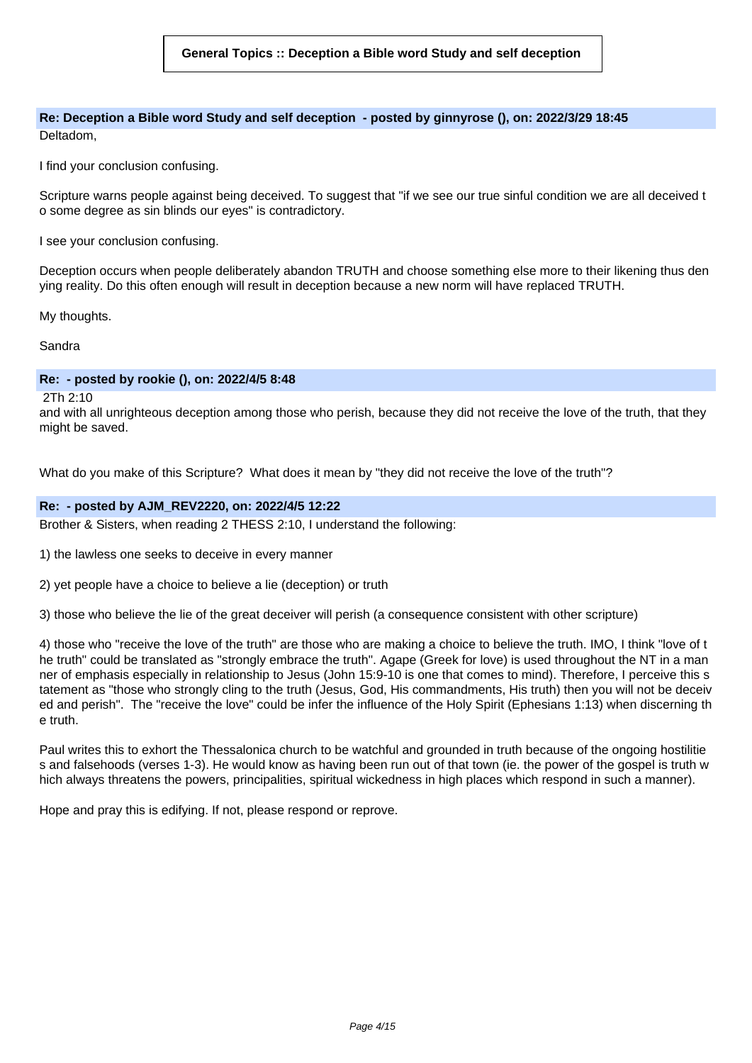**General Topics :: Deception a Bible word Study and self deception**

### Re: Deception a Bible word Study and self deception - posted by ginnyrose (), on: 2022/3/29 18:45

Deltadom,

I find your conclusion confusing.

Scripture warns people against being deceived. To suggest that "if we see our true sinful condition we are all deceived to some degree as sin blinds our eyes" is contradictory.

I see your conclusion confusing.

Deception occurs when people deliberately abandon TRUTH and choose something else more to their likening thus denying reality. Do this often enough will result in deception because a new norm will have replaced TRUTH.

My thoughts.

Sandra

### Re: - posted by rookie (), on: 2022/4/5 8:48

2Th 2:10
and with all unrighteous deception among those who perish, because they did not receive the love of the truth, that they might be saved.

What do you make of this Scripture? What does it mean by "they did not receive the love of the truth"?

### Re: - posted by AJM_REV2220, on: 2022/4/5 12:22

Brother & Sisters, when reading 2 THESS 2:10, I understand the following:

1) the lawless one seeks to deceive in every manner

2) yet people have a choice to believe a lie (deception) or truth

3) those who believe the lie of the great deceiver will perish (a consequence consistent with other scripture)

4) those who "receive the love of the truth" are those who are making a choice to believe the truth. IMO, I think "love of the truth" could be translated as "strongly embrace the truth". Agape (Greek for love) is used throughout the NT in a manner of emphasis especially in relationship to Jesus (John 15:9-10 is one that comes to mind). Therefore, I perceive this statement as "those who strongly cling to the truth (Jesus, God, His commandments, His truth) then you will not be deceived and perish". The "receive the love" could be infer the influence of the Holy Spirit (Ephesians 1:13) when discerning the truth.

Paul writes this to exhort the Thessalonica church to be watchful and grounded in truth because of the ongoing hostilities and falsehoods (verses 1-3). He would know as having been run out of that town (ie. the power of the gospel is truth which always threatens the powers, principalities, spiritual wickedness in high places which respond in such a manner).

Hope and pray this is edifying. If not, please respond or reprove.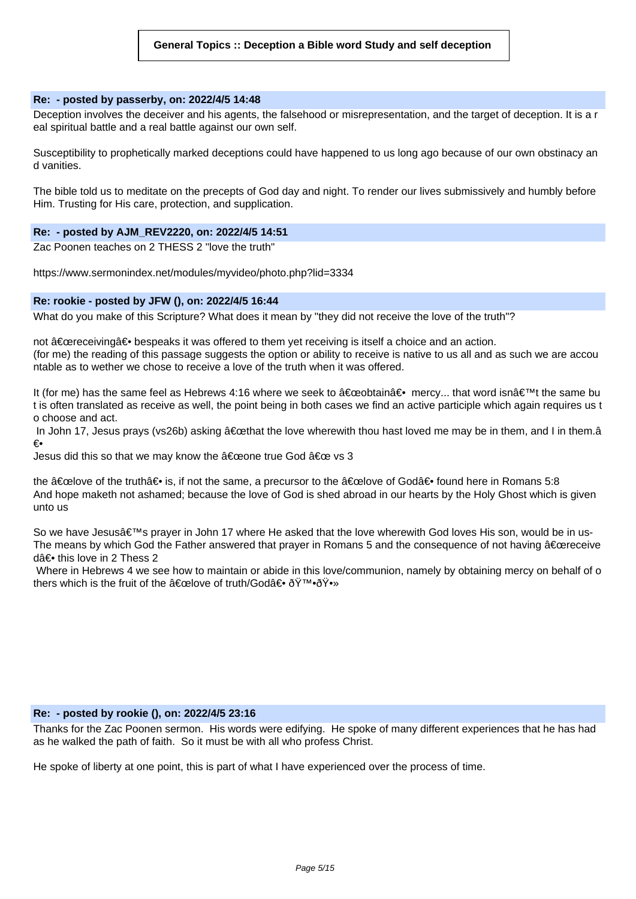**General Topics :: Deception a Bible word Study and self deception**

**Re: - posted by passerby, on: 2022/4/5 14:48**

Deception involves the deceiver and his agents, the falsehood or misrepresentation, and the target of deception. It is a real spiritual battle and a real battle against our own self.

Susceptibility to prophetically marked deceptions could have happened to us long ago because of our own obstinacy and vanities.

The bible told us to meditate on the precepts of God day and night. To render our lives submissively and humbly before Him. Trusting for His care, protection, and supplication.

**Re: - posted by AJM_REV2220, on: 2022/4/5 14:51**

Zac Poonen teaches on 2 THESS 2 "love the truth"

https://www.sermonindex.net/modules/myvideo/photo.php?lid=3334

**Re: rookie - posted by JFW (), on: 2022/4/5 16:44**

What do you make of this Scripture? What does it mean by "they did not receive the love of the truth"?

not â€œreceivingâ€• bespeaks it was offered to them yet receiving is itself a choice and an action.
(for me) the reading of this passage suggests the option or ability to receive is native to us all and as such we are accountable as to wether we chose to receive a love of the truth when it was offered.

It (for me) has the same feel as Hebrews 4:16 where we seek to â€œobtainâ€• mercy... that word isnâ€™t the same but is often translated as receive as well, the point being in both cases we find an active participle which again requires us to choose and act.
In John 17, Jesus prays (vs26b) asking â€œthat the love wherewith thou hast loved me may be in them, and I in them.â€•
Jesus did this so that we may know the â€œone true God â€œ vs 3

the â€œlove of the truthâ€• is, if not the same, a precursor to the â€œlove of Godâ€• found here in Romans 5:8
And hope maketh not ashamed; because the love of God is shed abroad in our hearts by the Holy Ghost which is given unto us

So we have Jesusâ€™s prayer in John 17 where He asked that the love wherewith God loves His son, would be in us-
The means by which God the Father answered that prayer in Romans 5 and the consequence of not having â€œreceivedâ€• this love in 2 Thess 2
Where in Hebrews 4 we see how to maintain or abide in this love/communion, namely by obtaining mercy on behalf of others which is the fruit of the â€œlove of truth/Godâ€• ðŸ™•ðŸ•»

**Re: - posted by rookie (), on: 2022/4/5 23:16**

Thanks for the Zac Poonen sermon. His words were edifying. He spoke of many different experiences that he has had as he walked the path of faith. So it must be with all who profess Christ.

He spoke of liberty at one point, this is part of what I have experienced over the process of time.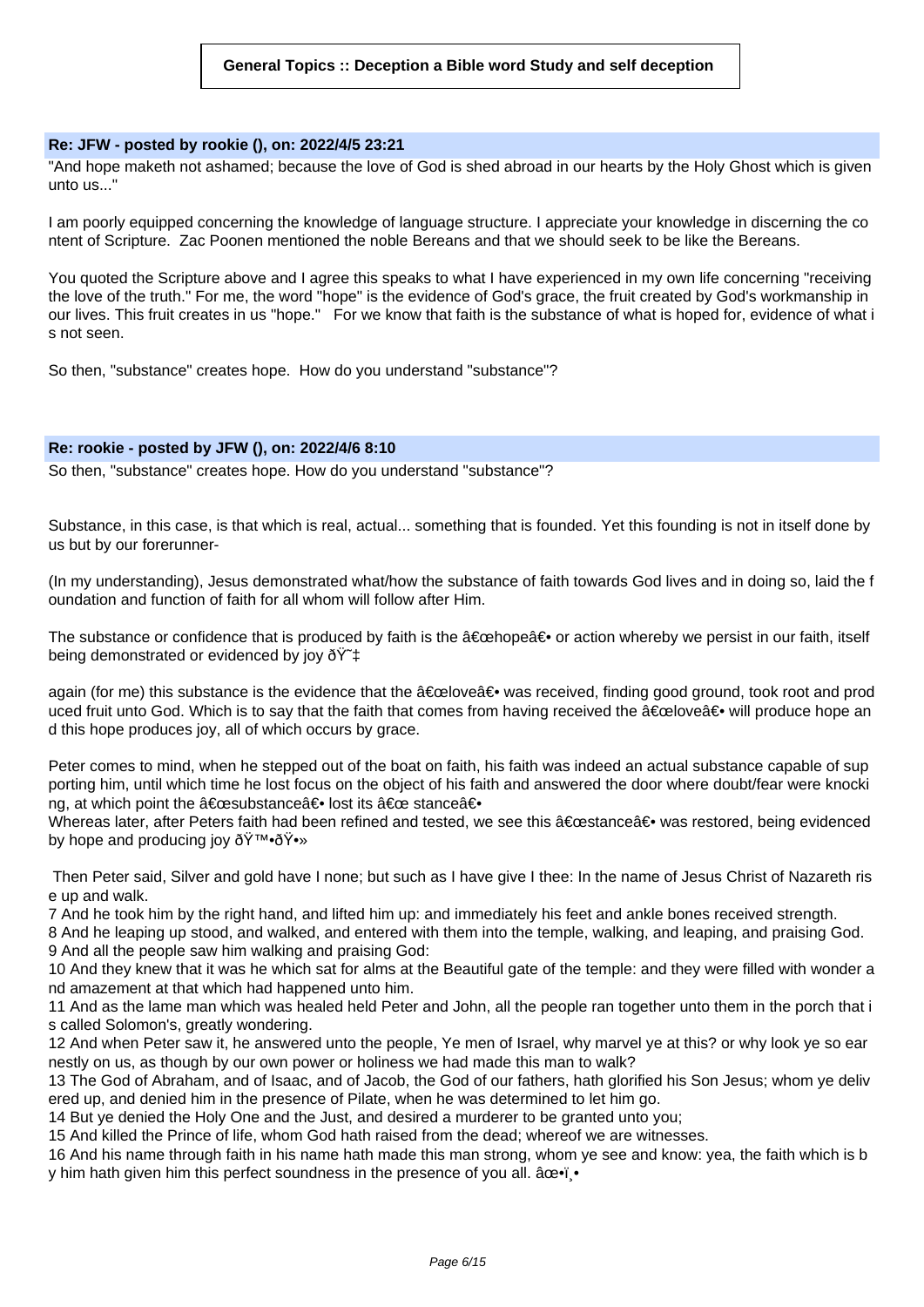**General Topics :: Deception a Bible word Study and self deception**

**Re: JFW - posted by rookie (), on: 2022/4/5 23:21**

"And hope maketh not ashamed; because the love of God is shed abroad in our hearts by the Holy Ghost which is given unto us..."

I am poorly equipped concerning the knowledge of language structure. I appreciate your knowledge in discerning the content of Scripture. Zac Poonen mentioned the noble Bereans and that we should seek to be like the Bereans.

You quoted the Scripture above and I agree this speaks to what I have experienced in my own life concerning "receiving the love of the truth." For me, the word "hope" is the evidence of God's grace, the fruit created by God's workmanship in our lives. This fruit creates in us "hope." For we know that faith is the substance of what is hoped for, evidence of what is not seen.

So then, "substance" creates hope. How do you understand "substance"?

**Re: rookie - posted by JFW (), on: 2022/4/6 8:10**

So then, "substance" creates hope. How do you understand "substance"?

Substance, in this case, is that which is real, actual... something that is founded. Yet this founding is not in itself done by us but by our forerunner-

(In my understanding), Jesus demonstrated what/how the substance of faith towards God lives and in doing so, laid the foundation and function of faith for all whom will follow after Him.

The substance or confidence that is produced by faith is the â€œhopeâ€• or action whereby we persist in our faith, itself being demonstrated or evidenced by joy ðŸ˜‡

again (for me) this substance is the evidence that the â€œloveâ€• was received, finding good ground, took root and produced fruit unto God. Which is to say that the faith that comes from having received the â€œloveâ€• will produce hope and this hope produces joy, all of which occurs by grace.

Peter comes to mind, when he stepped out of the boat on faith, his faith was indeed an actual substance capable of supporting him, until which time he lost focus on the object of his faith and answered the door where doubt/fear were knocking, at which point the â€œsubstanceâ€• lost its â€œ stanceâ€•
Whereas later, after Peters faith had been refined and tested, we see this â€œstanceâ€• was restored, being evidenced by hope and producing joy ðŸ™•ðŸ•»

Then Peter said, Silver and gold have I none; but such as I have give I thee: In the name of Jesus Christ of Nazareth rise up and walk.
7 And he took him by the right hand, and lifted him up: and immediately his feet and ankle bones received strength.
8 And he leaping up stood, and walked, and entered with them into the temple, walking, and leaping, and praising God.
9 And all the people saw him walking and praising God:
10 And they knew that it was he which sat for alms at the Beautiful gate of the temple: and they were filled with wonder and amazement at that which had happened unto him.
11 And as the lame man which was healed held Peter and John, all the people ran together unto them in the porch that is called Solomon's, greatly wondering.
12 And when Peter saw it, he answered unto the people, Ye men of Israel, why marvel ye at this? or why look ye so earnestly on us, as though by our own power or holiness we had made this man to walk?
13 The God of Abraham, and of Isaac, and of Jacob, the God of our fathers, hath glorified his Son Jesus; whom ye delivered up, and denied him in the presence of Pilate, when he was determined to let him go.
14 But ye denied the Holy One and the Just, and desired a murderer to be granted unto you;
15 And killed the Prince of life, whom God hath raised from the dead; whereof we are witnesses.
16 And his name through faith in his name hath made this man strong, whom ye see and know: yea, the faith which is by him hath given him this perfect soundness in the presence of you all. âœ•ï¸•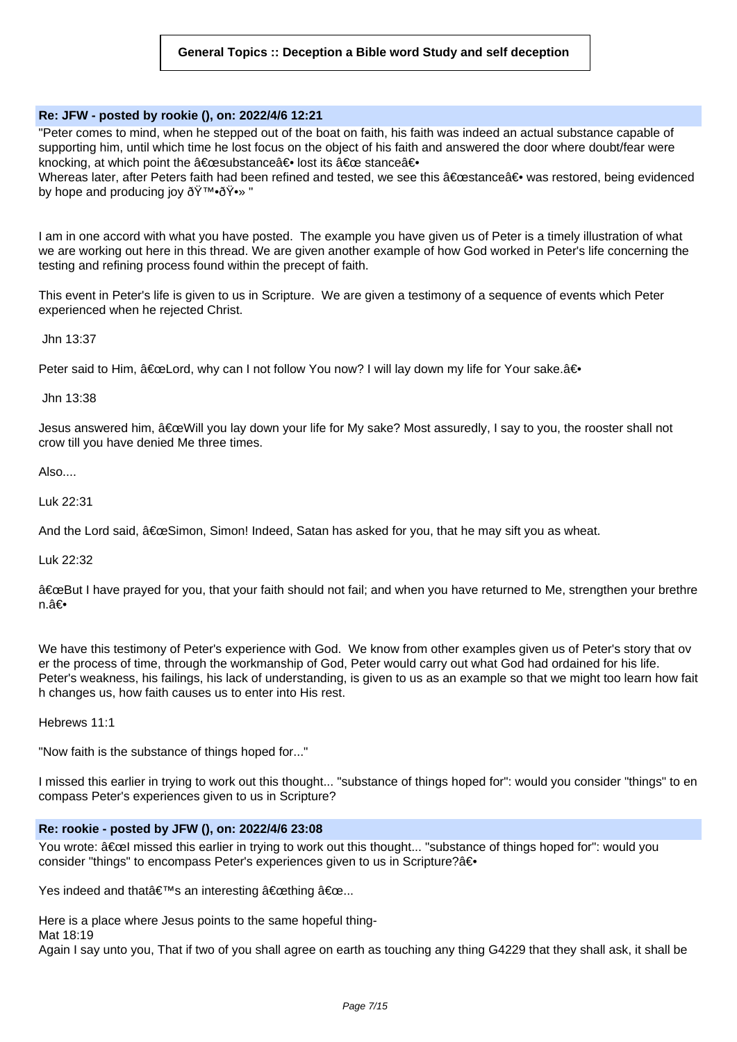**General Topics :: Deception a Bible word Study and self deception**

**Re: JFW - posted by rookie (), on: 2022/4/6 12:21**

"Peter comes to mind, when he stepped out of the boat on faith, his faith was indeed an actual substance capable of supporting him, until which time he lost focus on the object of his faith and answered the door where doubt/fear were knocking, at which point the â€œsubstanceâ€• lost its â€œ stanceâ€•
Whereas later, after Peters faith had been refined and tested, we see this â€œstanceâ€• was restored, being evidenced by hope and producing joy ðŸ™•ðŸ•» "

I am in one accord with what you have posted. The example you have given us of Peter is a timely illustration of what we are working out here in this thread. We are given another example of how God worked in Peter's life concerning the testing and refining process found within the precept of faith.

This event in Peter's life is given to us in Scripture. We are given a testimony of a sequence of events which Peter experienced when he rejected Christ.

Jhn 13:37

Peter said to Him, â€œLord, why can I not follow You now? I will lay down my life for Your sake.â€•

Jhn 13:38

Jesus answered him, â€œWill you lay down your life for My sake? Most assuredly, I say to you, the rooster shall not crow till you have denied Me three times.

Also....

Luk 22:31

And the Lord said, â€œSimon, Simon! Indeed, Satan has asked for you, that he may sift you as wheat.

Luk 22:32

â€œBut I have prayed for you, that your faith should not fail; and when you have returned to Me, strengthen your brethren.â€•

We have this testimony of Peter's experience with God. We know from other examples given us of Peter's story that over the process of time, through the workmanship of God, Peter would carry out what God had ordained for his life. Peter's weakness, his failings, his lack of understanding, is given to us as an example so that we might too learn how faith changes us, how faith causes us to enter into His rest.

Hebrews 11:1

"Now faith is the substance of things hoped for..."

I missed this earlier in trying to work out this thought... "substance of things hoped for": would you consider "things" to encompass Peter's experiences given to us in Scripture?

**Re: rookie - posted by JFW (), on: 2022/4/6 23:08**

You wrote: â€œI missed this earlier in trying to work out this thought... "substance of things hoped for": would you consider "things" to encompass Peter's experiences given to us in Scripture?â€•

Yes indeed and thatâ€™s an interesting â€œthing â€œ...

Here is a place where Jesus points to the same hopeful thing-
Mat 18:19
Again I say unto you, That if two of you shall agree on earth as touching any thing G4229 that they shall ask, it shall be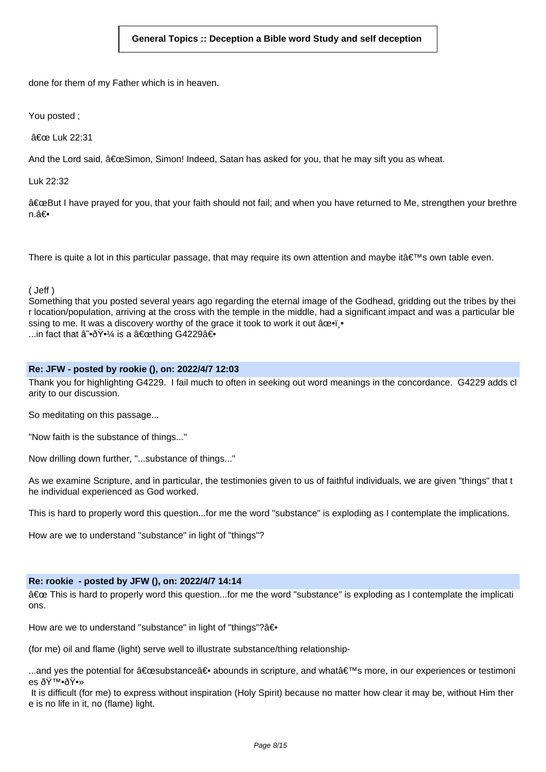done for them of my Father which is in heaven.

You posted ;

â€œ Luk 22:31

And the Lord said, â€œSimon, Simon! Indeed, Satan has asked for you, that he may sift you as wheat.

Luk 22:32

â€œBut I have prayed for you, that your faith should not fail; and when you have returned to Me, strengthen your brethren.â€•

There is quite a lot in this particular passage, that may require its own attention and maybe itâ€™s own table even.

( Jeff )
Something that you posted several years ago regarding the eternal image of the Godhead, gridding out the tribes by their location/population, arriving at the cross with the temple in the middle, had a significant impact and was a particular blessing to me. It was a discovery worthy of the grace it took to work it out âœ•ï¸•
...in fact that â˜•ðŸ•¼ is a â€œthing G4229â€•

### Re: JFW - posted by rookie (), on: 2022/4/7 12:03

Thank you for highlighting G4229. I fail much to often in seeking out word meanings in the concordance. G4229 adds clarity to our discussion.

So meditating on this passage...

"Now faith is the substance of things..."

Now drilling down further, "...substance of things..."

As we examine Scripture, and in particular, the testimonies given to us of faithful individuals, we are given "things" that the individual experienced as God worked.

This is hard to properly word this question...for me the word "substance" is exploding as I contemplate the implications.

How are we to understand "substance" in light of "things"?

### Re: rookie - posted by JFW (), on: 2022/4/7 14:14

â€œ This is hard to properly word this question...for me the word "substance" is exploding as I contemplate the implications.

How are we to understand "substance" in light of "things"?â€•

(for me) oil and flame (light) serve well to illustrate substance/thing relationship-

...and yes the potential for â€œsubstanceâ€• abounds in scripture, and whatâ€™s more, in our experiences or testimonies ðŸ™•ðŸ•»
It is difficult (for me) to express without inspiration (Holy Spirit) because no matter how clear it may be, without Him there is no life in it, no (flame) light.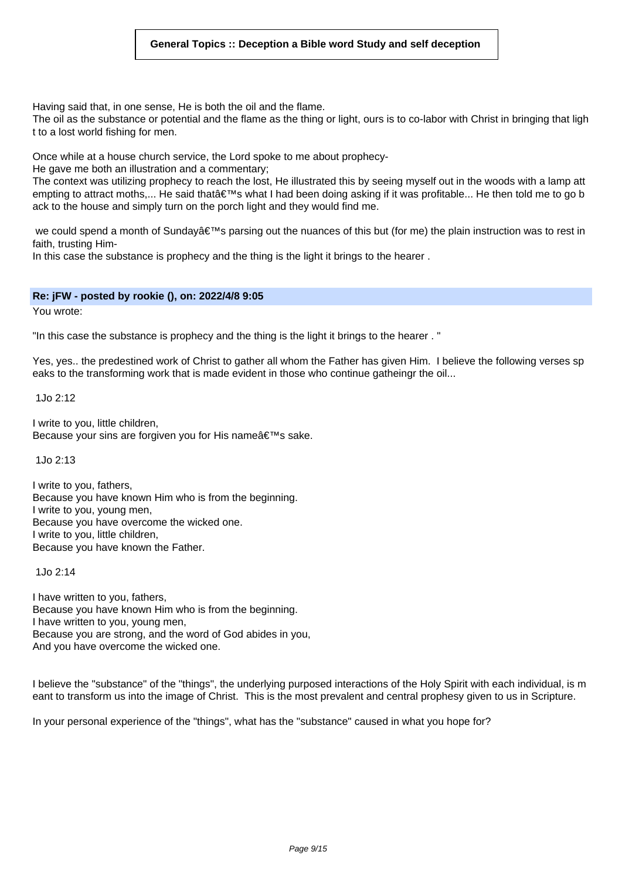Having said that, in one sense, He is both the oil and the flame.
The oil as the substance or potential and the flame as the thing or light, ours is to co-labor with Christ in bringing that light to a lost world fishing for men.

Once while at a house church service, the Lord spoke to me about prophecy-
He gave me both an illustration and a commentary;
The context was utilizing prophecy to reach the lost, He illustrated this by seeing myself out in the woods with a lamp attempting to attract moths,... He said thatâ€™s what I had been doing asking if it was profitable... He then told me to go back to the house and simply turn on the porch light and they would find me.

we could spend a month of Sundayâ€™s parsing out the nuances of this but (for me) the plain instruction was to rest in faith, trusting Him-
In this case the substance is prophecy and the thing is the light it brings to the hearer .

**Re: jFW - posted by rookie (), on: 2022/4/8 9:05**

You wrote:

"In this case the substance is prophecy and the thing is the light it brings to the hearer . "

Yes, yes.. the predestined work of Christ to gather all whom the Father has given Him. I believe the following verses speaks to the transforming work that is made evident in those who continue gatheingr the oil...

1Jo 2:12

I write to you, little children,
Because your sins are forgiven you for His nameâ€™s sake.

1Jo 2:13

I write to you, fathers,
Because you have known Him who is from the beginning.
I write to you, young men,
Because you have overcome the wicked one.
I write to you, little children,
Because you have known the Father.

1Jo 2:14

I have written to you, fathers,
Because you have known Him who is from the beginning.
I have written to you, young men,
Because you are strong, and the word of God abides in you,
And you have overcome the wicked one.

I believe the "substance" of the "things", the underlying purposed interactions of the Holy Spirit with each individual, is meant to transform us into the image of Christ. This is the most prevalent and central prophesy given to us in Scripture.

In your personal experience of the "things", what has the "substance" caused in what you hope for?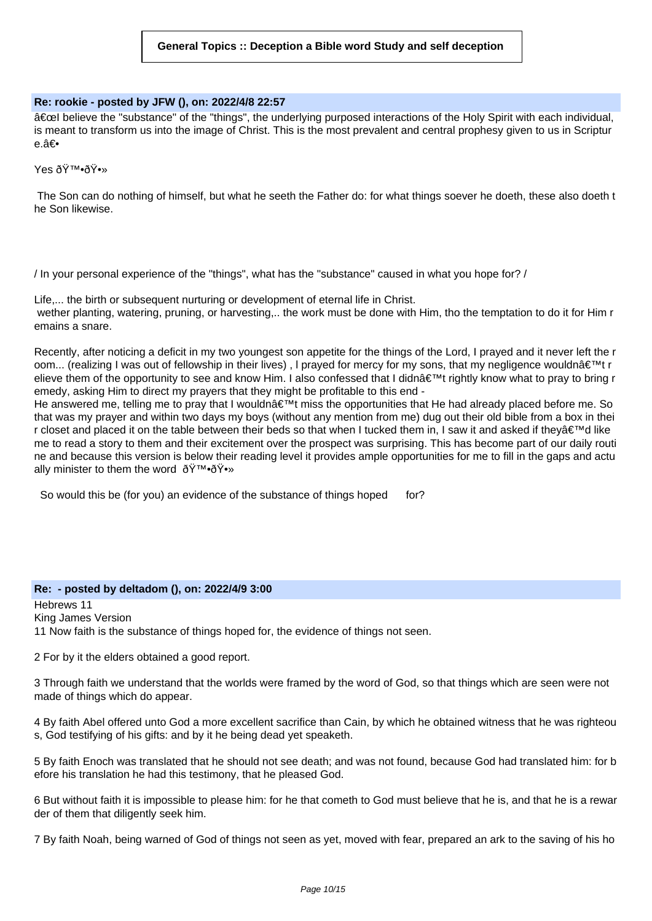**General Topics :: Deception a Bible word Study and self deception**

**Re: rookie - posted by JFW (), on: 2022/4/8 22:57**

â€œI believe the "substance" of the "things", the underlying purposed interactions of the Holy Spirit with each individual, is meant to transform us into the image of Christ. This is the most prevalent and central prophesy given to us in Scripture.â€•

Yes ðŸ™•ðŸ•»

The Son can do nothing of himself, but what he seeth the Father do: for what things soever he doeth, these also doeth the Son likewise.

/ In your personal experience of the "things", what has the "substance" caused in what you hope for? /

Life,... the birth or subsequent nurturing or development of eternal life in Christ.
wether planting, watering, pruning, or harvesting,.. the work must be done with Him, tho the temptation to do it for Him remains a snare.

Recently, after noticing a deficit in my two youngest son appetite for the things of the Lord, I prayed and it never left the room... (realizing I was out of fellowship in their lives) , I prayed for mercy for my sons, that my negligence wouldnâ€™t relieve them of the opportunity to see and know Him. I also confessed that I didnâ€™t rightly know what to pray to bring remedy, asking Him to direct my prayers that they might be profitable to this end -
He answered me, telling me to pray that I wouldnâ€™t miss the opportunities that He had already placed before me. So that was my prayer and within two days my boys (without any mention from me) dug out their old bible from a box in their closet and placed it on the table between their beds so that when I tucked them in, I saw it and asked if theyâ€™d like me to read a story to them and their excitement over the prospect was surprising. This has become part of our daily routine and because this version is below their reading level it provides ample opportunities for me to fill in the gaps and actually minister to them the word ðŸ™•ðŸ•»

So would this be (for you) an evidence of the substance of things hoped for?

**Re: - posted by deltadom (), on: 2022/4/9 3:00**

Hebrews 11
King James Version
11 Now faith is the substance of things hoped for, the evidence of things not seen.

2 For by it the elders obtained a good report.

3 Through faith we understand that the worlds were framed by the word of God, so that things which are seen were not made of things which do appear.

4 By faith Abel offered unto God a more excellent sacrifice than Cain, by which he obtained witness that he was righteous, God testifying of his gifts: and by it he being dead yet speaketh.

5 By faith Enoch was translated that he should not see death; and was not found, because God had translated him: for before his translation he had this testimony, that he pleased God.

6 But without faith it is impossible to please him: for he that cometh to God must believe that he is, and that he is a rewarder of them that diligently seek him.

7 By faith Noah, being warned of God of things not seen as yet, moved with fear, prepared an ark to the saving of his ho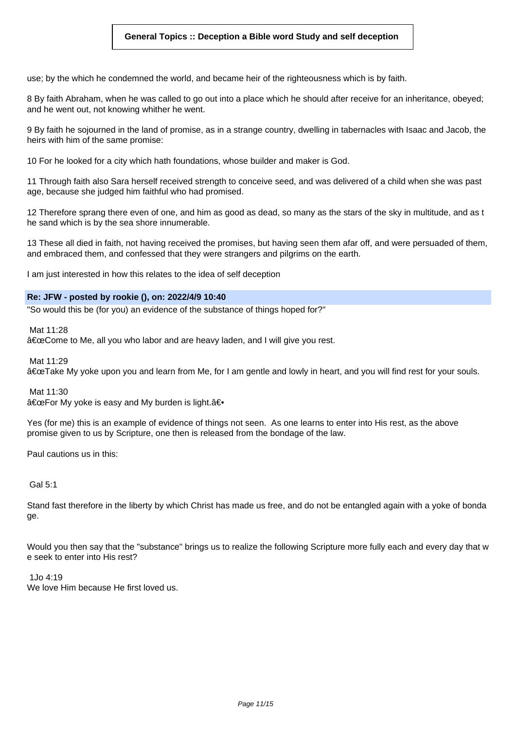use; by the which he condemned the world, and became heir of the righteousness which is by faith.

8 By faith Abraham, when he was called to go out into a place which he should after receive for an inheritance, obeyed; and he went out, not knowing whither he went.

9 By faith he sojourned in the land of promise, as in a strange country, dwelling in tabernacles with Isaac and Jacob, the heirs with him of the same promise:

10 For he looked for a city which hath foundations, whose builder and maker is God.

11 Through faith also Sara herself received strength to conceive seed, and was delivered of a child when she was past age, because she judged him faithful who had promised.

12 Therefore sprang there even of one, and him as good as dead, so many as the stars of the sky in multitude, and as the sand which is by the sea shore innumerable.

13 These all died in faith, not having received the promises, but having seen them afar off, and were persuaded of them, and embraced them, and confessed that they were strangers and pilgrims on the earth.

I am just interested in how this relates to the idea of self deception

**Re: JFW - posted by rookie (), on: 2022/4/9 10:40**

"So would this be (for you) an evidence of the substance of things hoped for?"

Mat 11:28
â€œCome to Me, all you who labor and are heavy laden, and I will give you rest.

Mat 11:29
â€œTake My yoke upon you and learn from Me, for I am gentle and lowly in heart, and you will find rest for your souls.

Mat 11:30
â€œFor My yoke is easy and My burden is light.â€•

Yes (for me) this is an example of evidence of things not seen. As one learns to enter into His rest, as the above promise given to us by Scripture, one then is released from the bondage of the law.

Paul cautions us in this:

Gal 5:1

Stand fast therefore in the liberty by which Christ has made us free, and do not be entangled again with a yoke of bondage.

Would you then say that the "substance" brings us to realize the following Scripture more fully each and every day that we seek to enter into His rest?

1Jo 4:19
We love Him because He first loved us.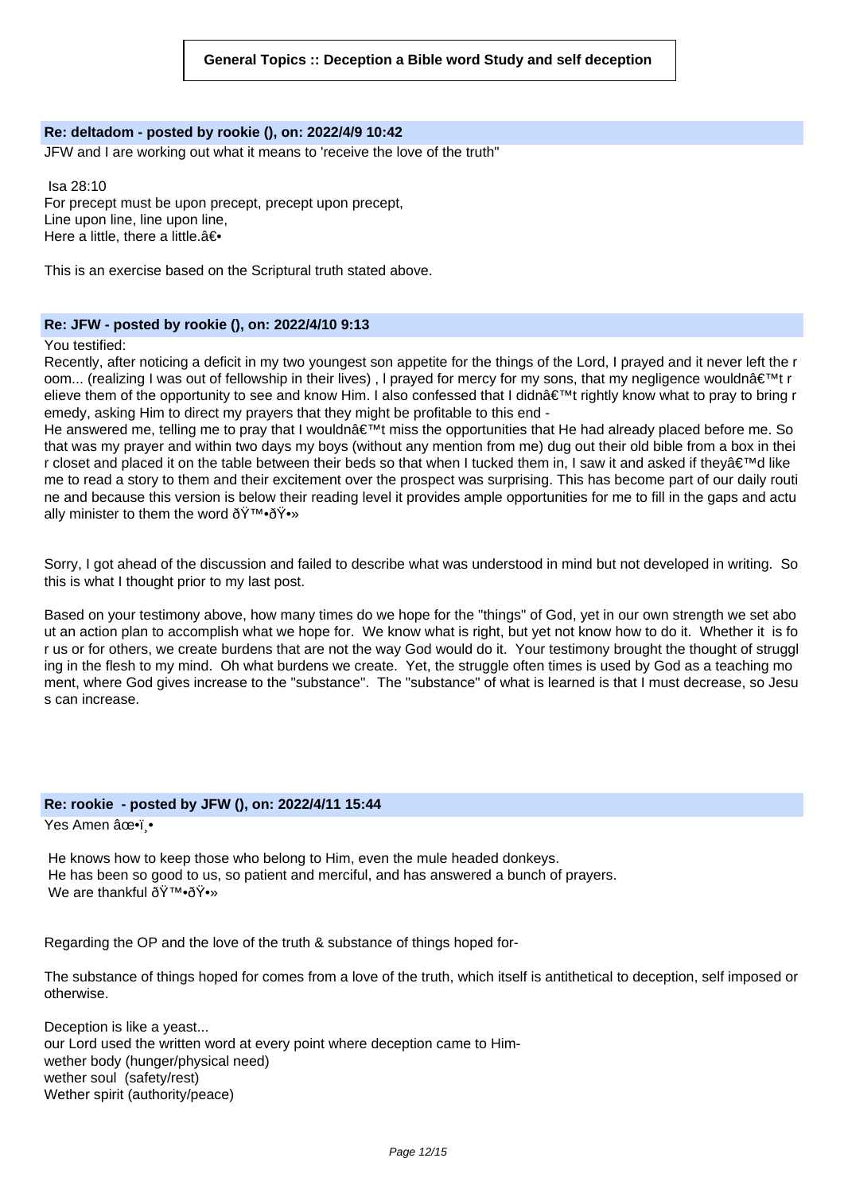**General Topics :: Deception a Bible word Study and self deception**

**Re: deltadom - posted by rookie (), on: 2022/4/9 10:42**

JFW and I are working out what it means to 'receive the love of the truth"

Isa 28:10
For precept must be upon precept, precept upon precept,
Line upon line, line upon line,
Here a little, there a little.â€•

This is an exercise based on the Scriptural truth stated above.

**Re: JFW - posted by rookie (), on: 2022/4/10 9:13**

You testified:
Recently, after noticing a deficit in my two youngest son appetite for the things of the Lord, I prayed and it never left the room... (realizing I was out of fellowship in their lives) , I prayed for mercy for my sons, that my negligence wouldnâ€™t relieve them of the opportunity to see and know Him. I also confessed that I didnâ€™t rightly know what to pray to bring remedy, asking Him to direct my prayers that they might be profitable to this end -
He answered me, telling me to pray that I wouldnâ€™t miss the opportunities that He had already placed before me. So that was my prayer and within two days my boys (without any mention from me) dug out their old bible from a box in their closet and placed it on the table between their beds so that when I tucked them in, I saw it and asked if theyâ€™d like me to read a story to them and their excitement over the prospect was surprising. This has become part of our daily routine and because this version is below their reading level it provides ample opportunities for me to fill in the gaps and actually minister to them the word ðŸ™•ðŸ•»

Sorry, I got ahead of the discussion and failed to describe what was understood in mind but not developed in writing. So this is what I thought prior to my last post.

Based on your testimony above, how many times do we hope for the "things" of God, yet in our own strength we set about an action plan to accomplish what we hope for. We know what is right, but yet not know how to do it. Whether it is for us or for others, we create burdens that are not the way God would do it. Your testimony brought the thought of struggling in the flesh to my mind. Oh what burdens we create. Yet, the struggle often times is used by God as a teaching moment, where God gives increase to the "substance". The "substance" of what is learned is that I must decrease, so Jesus can increase.

**Re: rookie - posted by JFW (), on: 2022/4/11 15:44**

Yes Amen âœ•ï¸•

He knows how to keep those who belong to Him, even the mule headed donkeys.
He has been so good to us, so patient and merciful, and has answered a bunch of prayers.
We are thankful ðŸ™•ðŸ•»

Regarding the OP and the love of the truth & substance of things hoped for-

The substance of things hoped for comes from a love of the truth, which itself is antithetical to deception, self imposed or otherwise.

Deception is like a yeast...
our Lord used the written word at every point where deception came to Him-
wether body (hunger/physical need)
wether soul (safety/rest)
Wether spirit (authority/peace)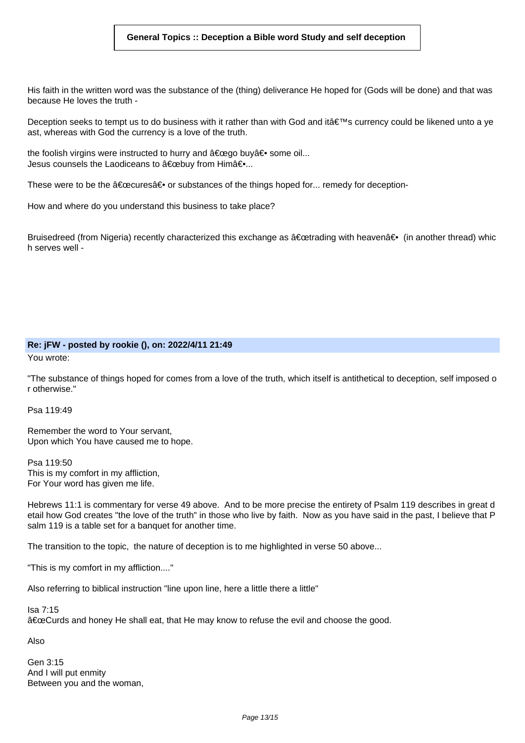**General Topics :: Deception a Bible word Study and self deception**

His faith in the written word was the substance of the (thing) deliverance He hoped for (Gods will be done) and that was because He loves the truth -

Deception seeks to tempt us to do business with it rather than with God and itâ€™s currency could be likened unto a yeast, whereas with God the currency is a love of the truth.

the foolish virgins were instructed to hurry and â€œgo buyâ€• some oil...
Jesus counsels the Laodiceans to â€œbuy from Himâ€•...

These were to be the â€œcuresâ€• or substances of the things hoped for... remedy for deception-

How and where do you understand this business to take place?

Bruisedreed (from Nigeria) recently characterized this exchange as â€œtrading with heavenâ€• (in another thread) which serves well -

**Re: jFW - posted by rookie (), on: 2022/4/11 21:49**

You wrote:

"The substance of things hoped for comes from a love of the truth, which itself is antithetical to deception, self imposed or otherwise."

Psa 119:49

Remember the word to Your servant,
Upon which You have caused me to hope.

Psa 119:50
This is my comfort in my affliction,
For Your word has given me life.

Hebrews 11:1 is commentary for verse 49 above. And to be more precise the entirety of Psalm 119 describes in great detail how God creates "the love of the truth" in those who live by faith. Now as you have said in the past, I believe that Psalm 119 is a table set for a banquet for another time.

The transition to the topic, the nature of deception is to me highlighted in verse 50 above...

"This is my comfort in my affliction...."

Also referring to biblical instruction "line upon line, here a little there a little"

Isa 7:15
â€œCurds and honey He shall eat, that He may know to refuse the evil and choose the good.

Also

Gen 3:15
And I will put enmity
Between you and the woman,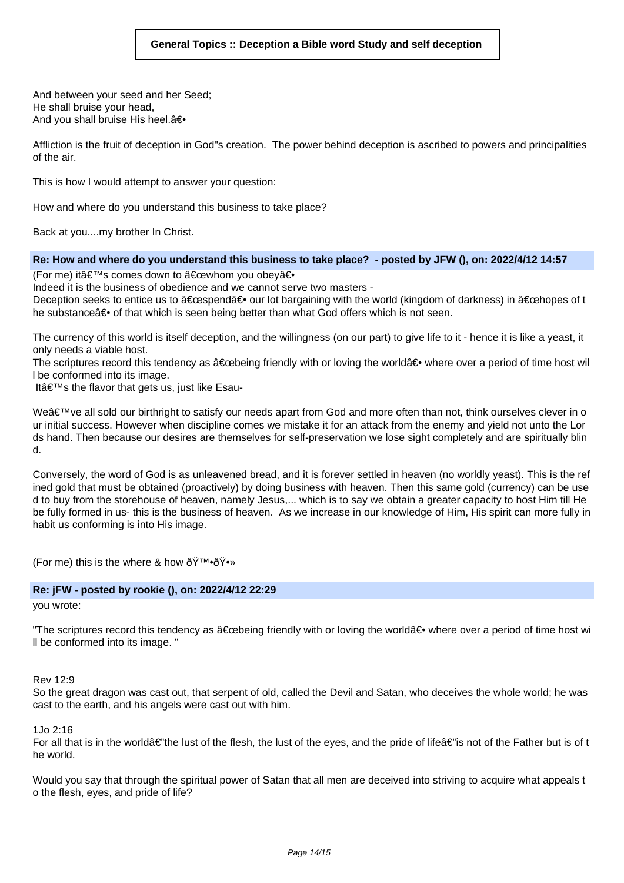And between your seed and her Seed;
He shall bruise your head,
And you shall bruise His heel.â€•

Affliction is the fruit of deception in God"s creation.  The power behind deception is ascribed to powers and principalities of the air.

This is how I would attempt to answer your question:

How and where do you understand this business to take place?

Back at you....my brother In Christ.

**Re: How and where do you understand this business to take place?  - posted by JFW (), on: 2022/4/12 14:57**

(For me) itâ€™s comes down to â€œwhom you obeyâ€•
Indeed it is the business of obedience and we cannot serve two masters -
Deception seeks to entice us to â€œspendâ€• our lot bargaining with the world (kingdom of darkness) in â€œhopes of the substanceâ€• of that which is seen being better than what God offers which is not seen.

The currency of this world is itself deception, and the willingness (on our part) to give life to it - hence it is like a yeast, it only needs a viable host.
The scriptures record this tendency as â€œbeing friendly with or loving the worldâ€• where over a period of time host will be conformed into its image.
Itâ€™s the flavor that gets us, just like Esau-

Weâ€™ve all sold our birthright to satisfy our needs apart from God and more often than not, think ourselves clever in our initial success. However when discipline comes we mistake it for an attack from the enemy and yield not unto the Lords hand. Then because our desires are themselves for self-preservation we lose sight completely and are spiritually blind.

Conversely, the word of God is as unleavened bread, and it is forever settled in heaven (no worldly yeast). This is the refined gold that must be obtained (proactively) by doing business with heaven. Then this same gold (currency) can be used to buy from the storehouse of heaven, namely Jesus,... which is to say we obtain a greater capacity to host Him till He be fully formed in us- this is the business of heaven.  As we increase in our knowledge of Him, His spirit can more fully inhabit us conforming is into His image.

(For me) this is the where & how ðŸ™•ðŸ•»

**Re: jFW - posted by rookie (), on: 2022/4/12 22:29**

you wrote:

"The scriptures record this tendency as â€œbeing friendly with or loving the worldâ€• where over a period of time host will be conformed into its image. "

Rev 12:9
So the great dragon was cast out, that serpent of old, called the Devil and Satan, who deceives the whole world; he was cast to the earth, and his angels were cast out with him.

1Jo 2:16
For all that is in the worldâ€"the lust of the flesh, the lust of the eyes, and the pride of lifeâ€"is not of the Father but is of the world.

Would you say that through the spiritual power of Satan that all men are deceived into striving to acquire what appeals to the flesh, eyes, and pride of life?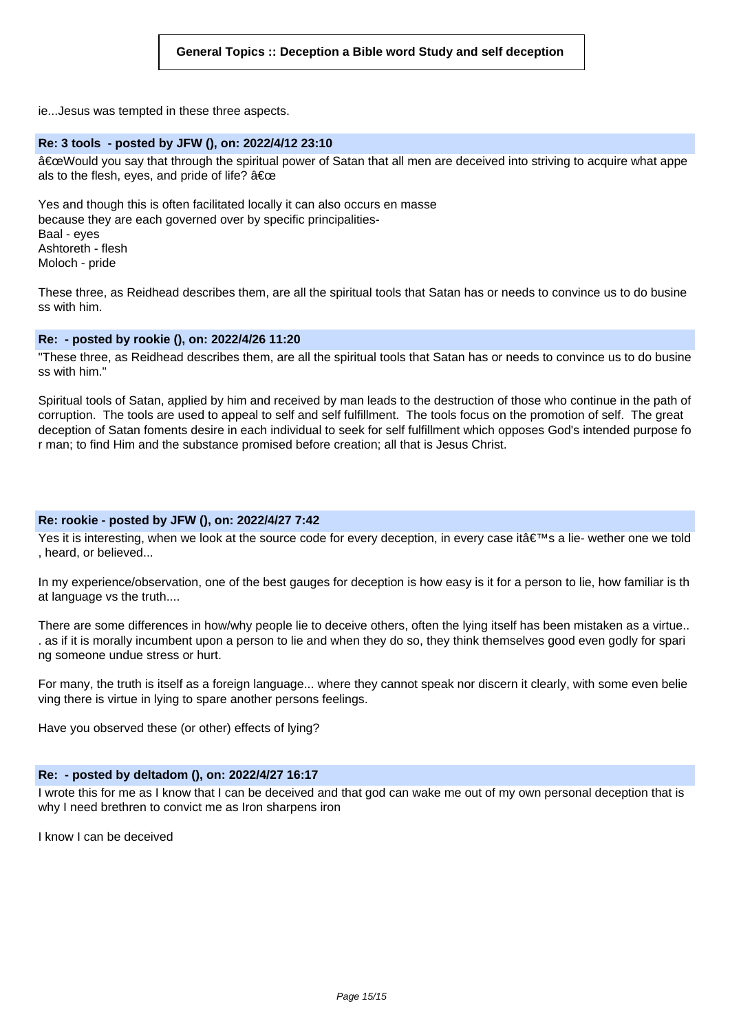ie...Jesus was tempted in these three aspects.

**Re: 3 tools - posted by JFW (), on: 2022/4/12 23:10**

â€œWould you say that through the spiritual power of Satan that all men are deceived into striving to acquire what appeals to the flesh, eyes, and pride of life? â€œ

Yes and though this is often facilitated locally it can also occurs en masse
because they are each governed over by specific principalities-
Baal - eyes
Ashtoreth - flesh
Moloch - pride

These three, as Reidhead describes them, are all the spiritual tools that Satan has or needs to convince us to do business with him.

**Re: - posted by rookie (), on: 2022/4/26 11:20**

"These three, as Reidhead describes them, are all the spiritual tools that Satan has or needs to convince us to do business with him."

Spiritual tools of Satan, applied by him and received by man leads to the destruction of those who continue in the path of corruption. The tools are used to appeal to self and self fulfillment. The tools focus on the promotion of self. The great deception of Satan foments desire in each individual to seek for self fulfillment which opposes God's intended purpose for man; to find Him and the substance promised before creation; all that is Jesus Christ.

**Re: rookie - posted by JFW (), on: 2022/4/27 7:42**

Yes it is interesting, when we look at the source code for every deception, in every case itâ€™s a lie- wether one we told, heard, or believed...

In my experience/observation, one of the best gauges for deception is how easy is it for a person to lie, how familiar is that language vs the truth....

There are some differences in how/why people lie to deceive others, often the lying itself has been mistaken as a virtue... as if it is morally incumbent upon a person to lie and when they do so, they think themselves good even godly for sparing someone undue stress or hurt.

For many, the truth is itself as a foreign language... where they cannot speak nor discern it clearly, with some even believing there is virtue in lying to spare another persons feelings.

Have you observed these (or other) effects of lying?

**Re: - posted by deltadom (), on: 2022/4/27 16:17**

I wrote this for me as I know that I can be deceived and that god can wake me out of my own personal deception that is why I need brethren to convict me as Iron sharpens iron

I know I can be deceived